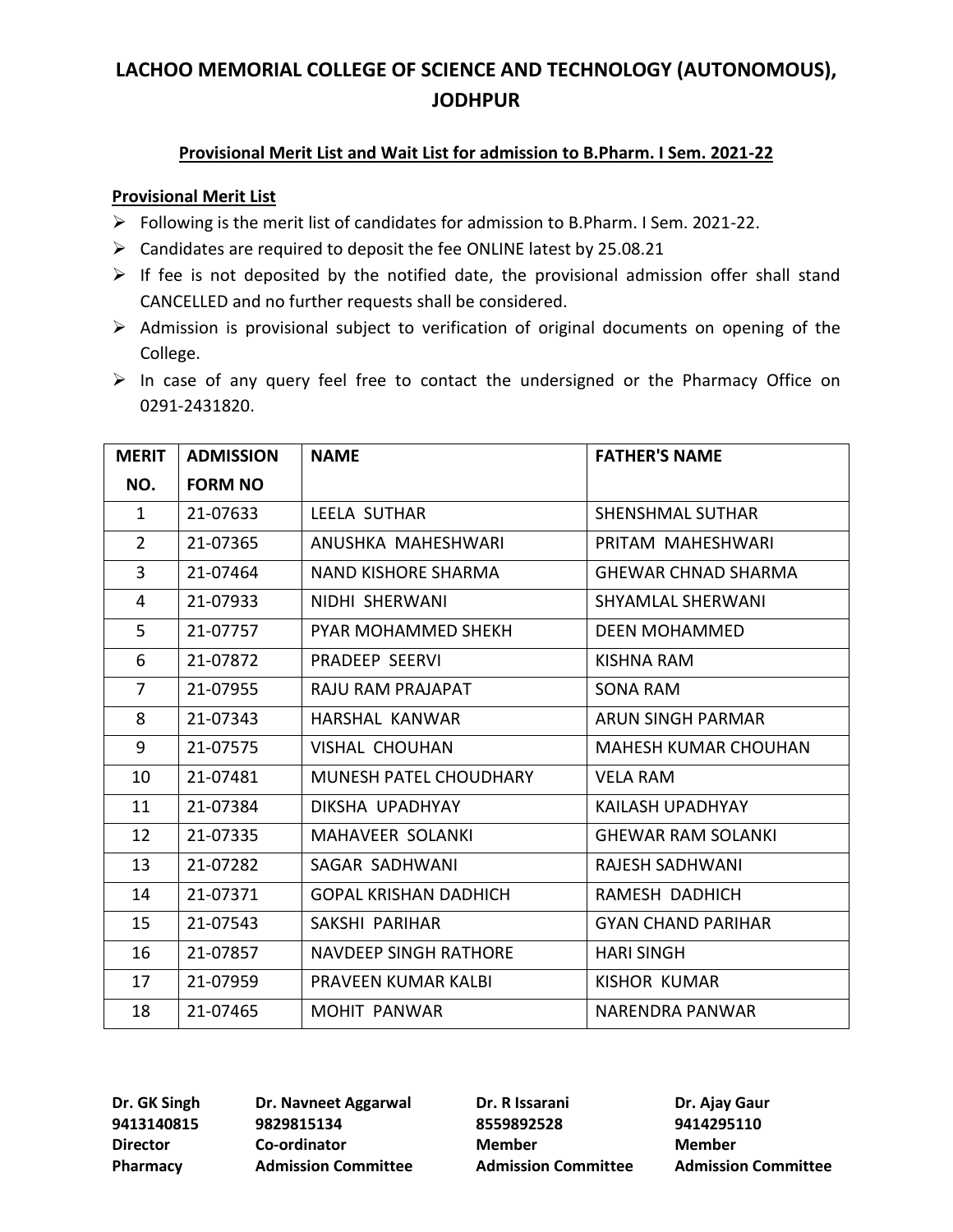# LACHOO MEMORIAL COLLEGE OF SCIENCE AND TECHNOLOGY (AUTONOMOUS), JODHPUR

## Provisional Merit List and Wait List for admission to B.Pharm. I Sem. 2021-22

### Provisional Merit List

- Following is the merit list of candidates for admission to B.Pharm. I Sem. 2021-22.
- Candidates are required to deposit the fee ONLINE latest by 25.08.21
- If fee is not deposited by the notified date, the provisional admission offer shall stand CANCELLED and no further requests shall be considered.
- Admission is provisional subject to verification of original documents on opening of the College.
- In case of any query feel free to contact the undersigned or the Pharmacy Office on 0291-2431820.

| MERIT NO. | ADMISSION FORM NO | NAME | FATHER'S NAME |
|---|---|---|---|
| 1 | 21-07633 | LEELA SUTHAR | SHENSHMAL SUTHAR |
| 2 | 21-07365 | ANUSHKA MAHESHWARI | PRITAM MAHESHWARI |
| 3 | 21-07464 | NAND KISHORE SHARMA | GHEWAR CHNAD SHARMA |
| 4 | 21-07933 | NIDHI SHERWANI | SHYAMLAL SHERWANI |
| 5 | 21-07757 | PYAR MOHAMMED SHEKH | DEEN MOHAMMED |
| 6 | 21-07872 | PRADEEP SEERVI | KISHNA RAM |
| 7 | 21-07955 | RAJU RAM PRAJAPAT | SONA RAM |
| 8 | 21-07343 | HARSHAL KANWAR | ARUN SINGH PARMAR |
| 9 | 21-07575 | VISHAL CHOUHAN | MAHESH KUMAR CHOUHAN |
| 10 | 21-07481 | MUNESH PATEL CHOUDHARY | VELA RAM |
| 11 | 21-07384 | DIKSHA UPADHYAY | KAILASH UPADHYAY |
| 12 | 21-07335 | MAHAVEER SOLANKI | GHEWAR RAM SOLANKI |
| 13 | 21-07282 | SAGAR SADHWANI | RAJESH SADHWANI |
| 14 | 21-07371 | GOPAL KRISHAN DADHICH | RAMESH DADHICH |
| 15 | 21-07543 | SAKSHI PARIHAR | GYAN CHAND PARIHAR |
| 16 | 21-07857 | NAVDEEP SINGH RATHORE | HARI SINGH |
| 17 | 21-07959 | PRAVEEN KUMAR KALBI | KISHOR KUMAR |
| 18 | 21-07465 | MOHIT PANWAR | NARENDRA PANWAR |

**Dr. GK Singh**
**9413140815**
**Director**
**Pharmacy**

**Dr. Navneet Aggarwal**
**9829815134**
**Co-ordinator**
**Admission Committee**

**Dr. R Issarani**
**8559892528**
**Member**
**Admission Committee**

**Dr. Ajay Gaur**
**9414295110**
**Member**
**Admission Committee**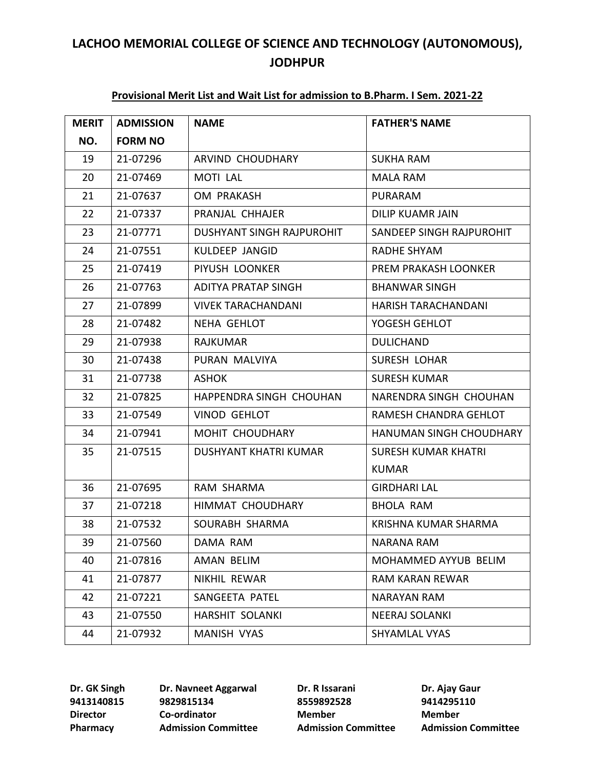# LACHOO MEMORIAL COLLEGE OF SCIENCE AND TECHNOLOGY (AUTONOMOUS), JODHPUR

## Provisional Merit List and Wait List for admission to B.Pharm. I Sem. 2021-22

| MERIT NO. | ADMISSION FORM NO | NAME | FATHER'S NAME |
|---|---|---|---|
| 19 | 21-07296 | ARVIND CHOUDHARY | SUKHA RAM |
| 20 | 21-07469 | MOTI LAL | MALA RAM |
| 21 | 21-07637 | OM PRAKASH | PURARAM |
| 22 | 21-07337 | PRANJAL CHHAJER | DILIP KUAMR JAIN |
| 23 | 21-07771 | DUSHYANT SINGH RAJPUROHIT | SANDEEP SINGH RAJPUROHIT |
| 24 | 21-07551 | KULDEEP JANGID | RADHE SHYAM |
| 25 | 21-07419 | PIYUSH LOONKER | PREM PRAKASH LOONKER |
| 26 | 21-07763 | ADITYA PRATAP SINGH | BHANWAR SINGH |
| 27 | 21-07899 | VIVEK TARACHANDANI | HARISH TARACHANDANI |
| 28 | 21-07482 | NEHA GEHLOT | YOGESH GEHLOT |
| 29 | 21-07938 | RAJKUMAR | DULICHAND |
| 30 | 21-07438 | PURAN MALVIYA | SURESH LOHAR |
| 31 | 21-07738 | ASHOK | SURESH KUMAR |
| 32 | 21-07825 | HAPPENDRA SINGH CHOUHAN | NARENDRA SINGH CHOUHAN |
| 33 | 21-07549 | VINOD GEHLOT | RAMESH CHANDRA GEHLOT |
| 34 | 21-07941 | MOHIT CHOUDHARY | HANUMAN SINGH CHOUDHARY |
| 35 | 21-07515 | DUSHYANT KHATRI KUMAR | SURESH KUMAR KHATRI KUMAR |
| 36 | 21-07695 | RAM SHARMA | GIRDHARI LAL |
| 37 | 21-07218 | HIMMAT CHOUDHARY | BHOLA RAM |
| 38 | 21-07532 | SOURABH SHARMA | KRISHNA KUMAR SHARMA |
| 39 | 21-07560 | DAMA RAM | NARANA RAM |
| 40 | 21-07816 | AMAN BELIM | MOHAMMED AYYUB BELIM |
| 41 | 21-07877 | NIKHIL REWAR | RAM KARAN REWAR |
| 42 | 21-07221 | SANGEETA PATEL | NARAYAN RAM |
| 43 | 21-07550 | HARSHIT SOLANKI | NEERAJ SOLANKI |
| 44 | 21-07932 | MANISH VYAS | SHYAMLAL VYAS |

| **Dr. GK Singh** | **Dr. Navneet Aggarwal** | **Dr. R Issarani** | **Dr. Ajay Gaur** |
|---|---|---|---|
| **9413140815** | **9829815134** | **8559892528** | **9414295110** |
| **Director** | **Co-ordinator** | **Member** | **Member** |
| **Pharmacy** | **Admission Committee** | **Admission Committee** | **Admission Committee** |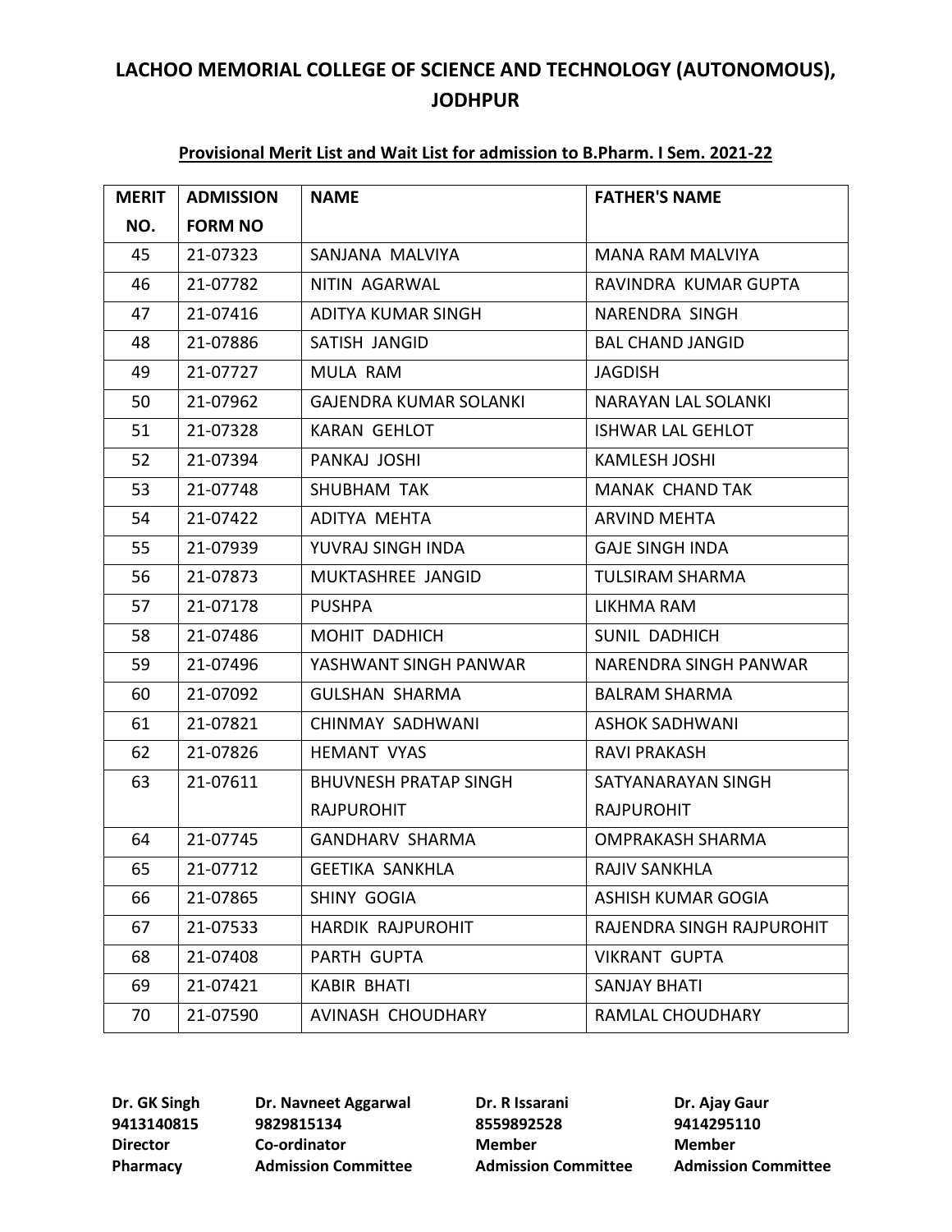# LACHOO MEMORIAL COLLEGE OF SCIENCE AND TECHNOLOGY (AUTONOMOUS), JODHPUR

**Provisional Merit List and Wait List for admission to B.Pharm. I Sem. 2021-22**

| MERIT NO. | ADMISSION FORM NO | NAME | FATHER'S NAME |
|---|---|---|---|
| 45 | 21-07323 | SANJANA MALVIYA | MANA RAM MALVIYA |
| 46 | 21-07782 | NITIN AGARWAL | RAVINDRA KUMAR GUPTA |
| 47 | 21-07416 | ADITYA KUMAR SINGH | NARENDRA SINGH |
| 48 | 21-07886 | SATISH JANGID | BAL CHAND JANGID |
| 49 | 21-07727 | MULA RAM | JAGDISH |
| 50 | 21-07962 | GAJENDRA KUMAR SOLANKI | NARAYAN LAL SOLANKI |
| 51 | 21-07328 | KARAN GEHLOT | ISHWAR LAL GEHLOT |
| 52 | 21-07394 | PANKAJ JOSHI | KAMLESH JOSHI |
| 53 | 21-07748 | SHUBHAM TAK | MANAK CHAND TAK |
| 54 | 21-07422 | ADITYA MEHTA | ARVIND MEHTA |
| 55 | 21-07939 | YUVRAJ SINGH INDA | GAJE SINGH INDA |
| 56 | 21-07873 | MUKTASHREE JANGID | TULSIRAM SHARMA |
| 57 | 21-07178 | PUSHPA | LIKHMA RAM |
| 58 | 21-07486 | MOHIT DADHICH | SUNIL DADHICH |
| 59 | 21-07496 | YASHWANT SINGH PANWAR | NARENDRA SINGH PANWAR |
| 60 | 21-07092 | GULSHAN SHARMA | BALRAM SHARMA |
| 61 | 21-07821 | CHINMAY SADHWANI | ASHOK SADHWANI |
| 62 | 21-07826 | HEMANT VYAS | RAVI PRAKASH |
| 63 | 21-07611 | BHUVNESH PRATAP SINGH RAJPUROHIT | SATYANARAYAN SINGH RAJPUROHIT |
| 64 | 21-07745 | GANDHARV SHARMA | OMPRAKASH SHARMA |
| 65 | 21-07712 | GEETIKA SANKHLA | RAJIV SANKHLA |
| 66 | 21-07865 | SHINY GOGIA | ASHISH KUMAR GOGIA |
| 67 | 21-07533 | HARDIK RAJPUROHIT | RAJENDRA SINGH RAJPUROHIT |
| 68 | 21-07408 | PARTH GUPTA | VIKRANT GUPTA |
| 69 | 21-07421 | KABIR BHATI | SANJAY BHATI |
| 70 | 21-07590 | AVINASH CHOUDHARY | RAMLAL CHOUDHARY |

| **Dr. GK Singh** | **Dr. Navneet Aggarwal** | **Dr. R Issarani** | **Dr. Ajay Gaur** |
|---|---|---|---|
| **9413140815** | **9829815134** | **8559892528** | **9414295110** |
| **Director** | **Co-ordinator** | **Member** | **Member** |
| **Pharmacy** | **Admission Committee** | **Admission Committee** | **Admission Committee** |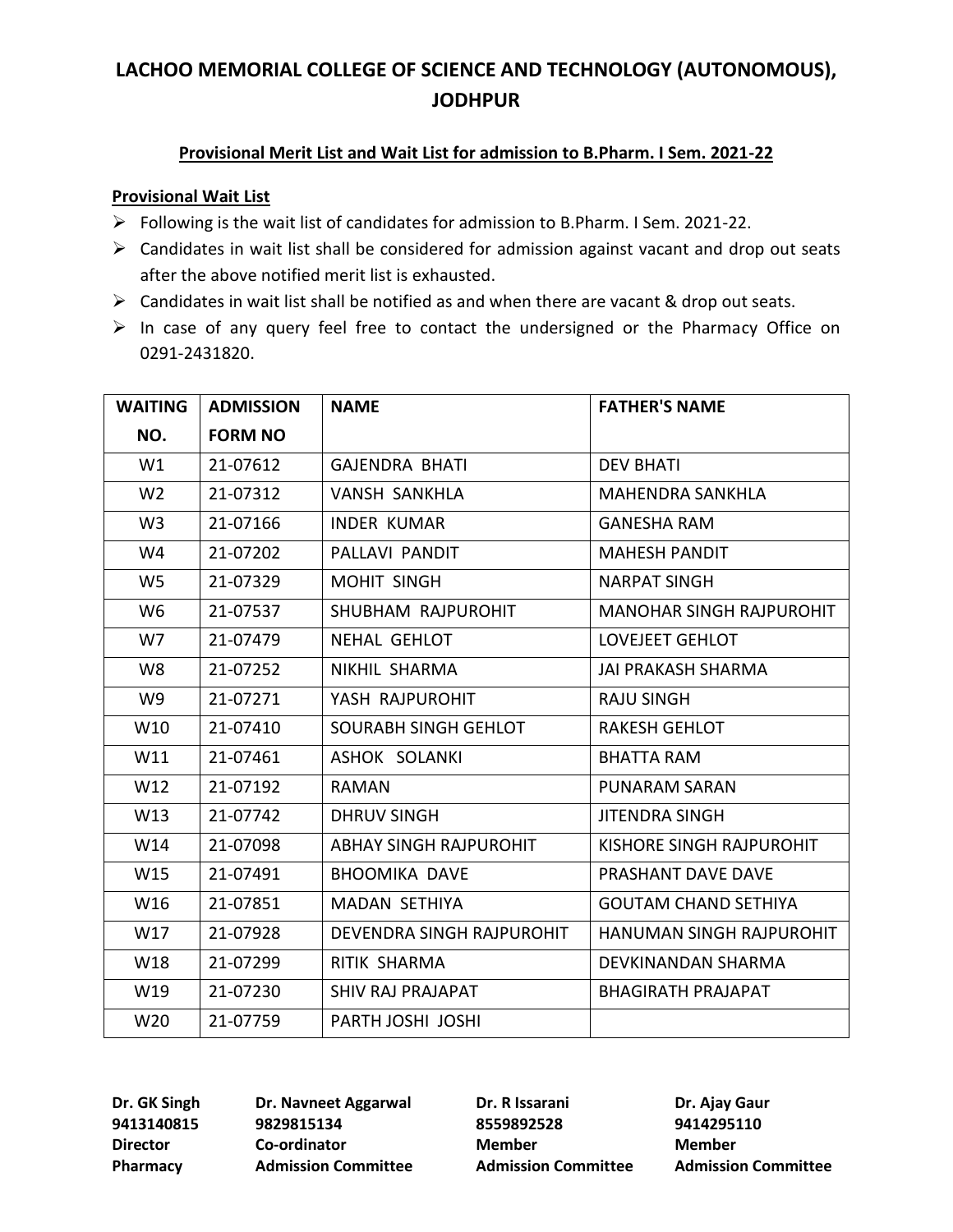# LACHOO MEMORIAL COLLEGE OF SCIENCE AND TECHNOLOGY (AUTONOMOUS), JODHPUR

## Provisional Merit List and Wait List for admission to B.Pharm. I Sem. 2021-22

### Provisional Wait List

- Following is the wait list of candidates for admission to B.Pharm. I Sem. 2021-22.
- Candidates in wait list shall be considered for admission against vacant and drop out seats after the above notified merit list is exhausted.
- Candidates in wait list shall be notified as and when there are vacant & drop out seats.
- In case of any query feel free to contact the undersigned or the Pharmacy Office on 0291-2431820.

| WAITING NO. | ADMISSION FORM NO | NAME | FATHER'S NAME |
|---|---|---|---|
| W1 | 21-07612 | GAJENDRA BHATI | DEV BHATI |
| W2 | 21-07312 | VANSH SANKHLA | MAHENDRA SANKHLA |
| W3 | 21-07166 | INDER KUMAR | GANESHA RAM |
| W4 | 21-07202 | PALLAVI PANDIT | MAHESH PANDIT |
| W5 | 21-07329 | MOHIT SINGH | NARPAT SINGH |
| W6 | 21-07537 | SHUBHAM RAJPUROHIT | MANOHAR SINGH RAJPUROHIT |
| W7 | 21-07479 | NEHAL GEHLOT | LOVEJEET GEHLOT |
| W8 | 21-07252 | NIKHIL SHARMA | JAI PRAKASH SHARMA |
| W9 | 21-07271 | YASH RAJPUROHIT | RAJU SINGH |
| W10 | 21-07410 | SOURABH SINGH GEHLOT | RAKESH GEHLOT |
| W11 | 21-07461 | ASHOK SOLANKI | BHATTA RAM |
| W12 | 21-07192 | RAMAN | PUNARAM SARAN |
| W13 | 21-07742 | DHRUV SINGH | JITENDRA SINGH |
| W14 | 21-07098 | ABHAY SINGH RAJPUROHIT | KISHORE SINGH RAJPUROHIT |
| W15 | 21-07491 | BHOOMIKA DAVE | PRASHANT DAVE DAVE |
| W16 | 21-07851 | MADAN SETHIYA | GOUTAM CHAND SETHIYA |
| W17 | 21-07928 | DEVENDRA SINGH RAJPUROHIT | HANUMAN SINGH RAJPUROHIT |
| W18 | 21-07299 | RITIK SHARMA | DEVKINANDAN SHARMA |
| W19 | 21-07230 | SHIV RAJ PRAJAPAT | BHAGIRATH PRAJAPAT |
| W20 | 21-07759 | PARTH JOSHI JOSHI | |

**Dr. GK Singh**
**9413140815**
**Director**
**Pharmacy**

**Dr. Navneet Aggarwal**
**9829815134**
**Co-ordinator**
**Admission Committee**

**Dr. R Issarani**
**8559892528**
**Member**
**Admission Committee**

**Dr. Ajay Gaur**
**9414295110**
**Member**
**Admission Committee**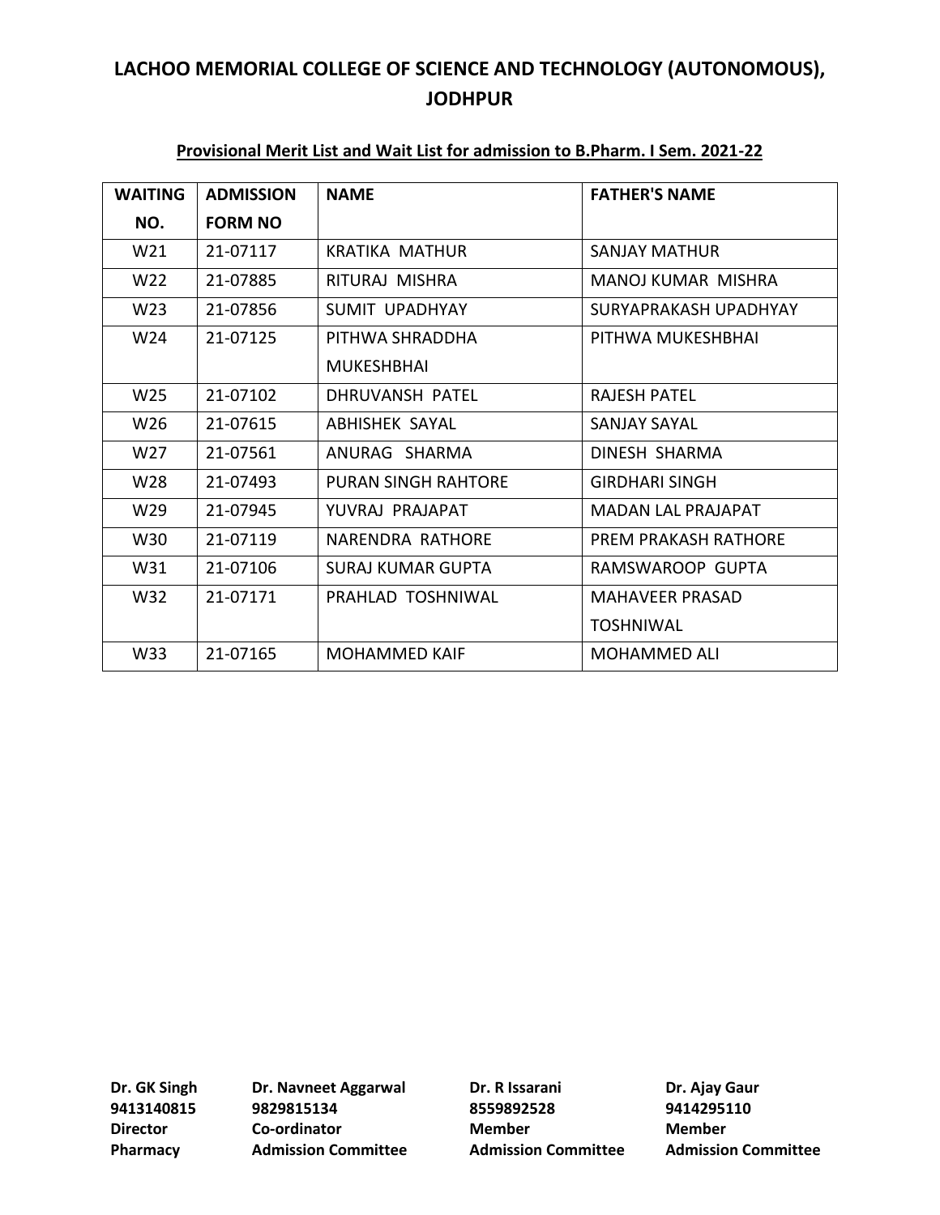# LACHOO MEMORIAL COLLEGE OF SCIENCE AND TECHNOLOGY (AUTONOMOUS), JODHPUR

**Provisional Merit List and Wait List for admission to B.Pharm. I Sem. 2021-22**

| WAITING NO. | ADMISSION FORM NO | NAME | FATHER'S NAME |
|---|---|---|---|
| W21 | 21-07117 | KRATIKA MATHUR | SANJAY MATHUR |
| W22 | 21-07885 | RITURAJ MISHRA | MANOJ KUMAR MISHRA |
| W23 | 21-07856 | SUMIT UPADHYAY | SURYAPRAKASH UPADHYAY |
| W24 | 21-07125 | PITHWA SHRADDHA MUKESHBHAI | PITHWA MUKESHBHAI |
| W25 | 21-07102 | DHRUVANSH PATEL | RAJESH PATEL |
| W26 | 21-07615 | ABHISHEK SAYAL | SANJAY SAYAL |
| W27 | 21-07561 | ANURAG SHARMA | DINESH SHARMA |
| W28 | 21-07493 | PURAN SINGH RAHTORE | GIRDHARI SINGH |
| W29 | 21-07945 | YUVRAJ PRAJAPAT | MADAN LAL PRAJAPAT |
| W30 | 21-07119 | NARENDRA RATHORE | PREM PRAKASH RATHORE |
| W31 | 21-07106 | SURAJ KUMAR GUPTA | RAMSWAROOP GUPTA |
| W32 | 21-07171 | PRAHLAD TOSHNIWAL | MAHAVEER PRASAD TOSHNIWAL |
| W33 | 21-07165 | MOHAMMED KAIF | MOHAMMED ALI |

**Dr. GK Singh**
**9413140815**
**Director**
**Pharmacy**

**Dr. Navneet Aggarwal**
**9829815134**
**Co-ordinator**
**Admission Committee**

**Dr. R Issarani**
**8559892528**
**Member**
**Admission Committee**

**Dr. Ajay Gaur**
**9414295110**
**Member**
**Admission Committee**